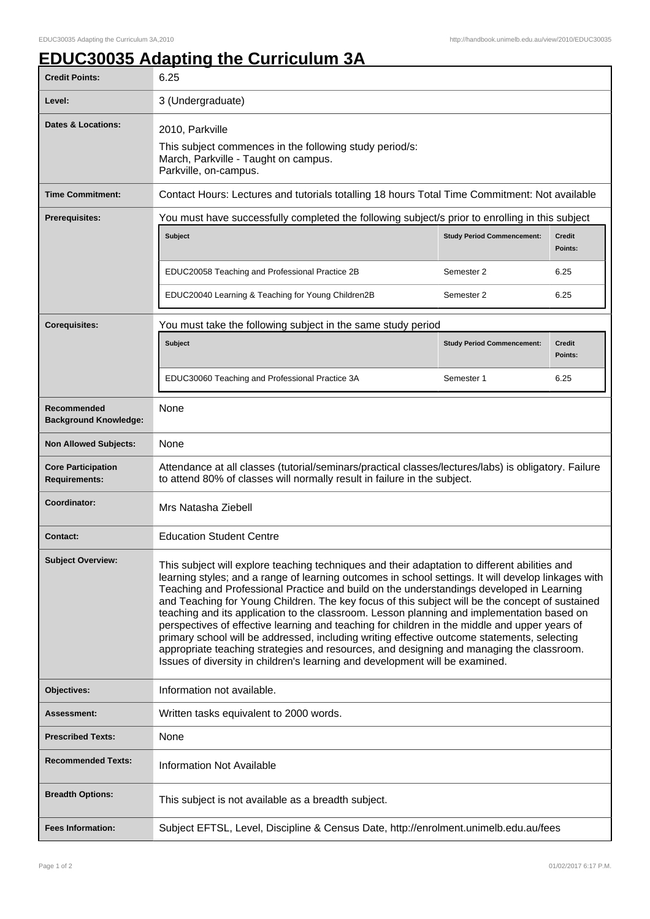# EDUC30035 Adapting the Curriculum 3A

| | |
|---|---|
| **Credit Points:** | 6.25 |
| **Level:** | 3 (Undergraduate) |
| **Dates & Locations:** | 2010, Parkville<br>This subject commences in the following study period/s:<br>March, Parkville - Taught on campus.<br>Parkville, on-campus. |
| **Time Commitment:** | Contact Hours: Lectures and tutorials totalling 18 hours Total Time Commitment: Not available |
| **Prerequisites:** | You must have successfully completed the following subject/s prior to enrolling in this subject<br><br>**Subject** / **Study Period Commencement:** / **Credit Points:**<br>EDUC20058 Teaching and Professional Practice 2B / Semester 2 / 6.25<br>EDUC20040 Learning & Teaching for Young Children2B / Semester 2 / 6.25 |
| **Corequisites:** | You must take the following subject in the same study period<br><br>**Subject** / **Study Period Commencement:** / **Credit Points:**<br>EDUC30060 Teaching and Professional Practice 3A / Semester 1 / 6.25 |
| **Recommended Background Knowledge:** | None |
| **Non Allowed Subjects:** | None |
| **Core Participation Requirements:** | Attendance at all classes (tutorial/seminars/practical classes/lectures/labs) is obligatory. Failure to attend 80% of classes will normally result in failure in the subject. |
| **Coordinator:** | Mrs Natasha Ziebell |
| **Contact:** | Education Student Centre |
| **Subject Overview:** | This subject will explore teaching techniques and their adaptation to different abilities and learning styles; and a range of learning outcomes in school settings. It will develop linkages with Teaching and Professional Practice and build on the understandings developed in Learning and Teaching for Young Children. The key focus of this subject will be the concept of sustained teaching and its application to the classroom. Lesson planning and implementation based on perspectives of effective learning and teaching for children in the middle and upper years of primary school will be addressed, including writing effective outcome statements, selecting appropriate teaching strategies and resources, and designing and managing the classroom. Issues of diversity in children's learning and development will be examined. |
| **Objectives:** | Information not available. |
| **Assessment:** | Written tasks equivalent to 2000 words. |
| **Prescribed Texts:** | None |
| **Recommended Texts:** | Information Not Available |
| **Breadth Options:** | This subject is not available as a breadth subject. |
| **Fees Information:** | Subject EFTSL, Level, Discipline & Census Date, http://enrolment.unimelb.edu.au/fees |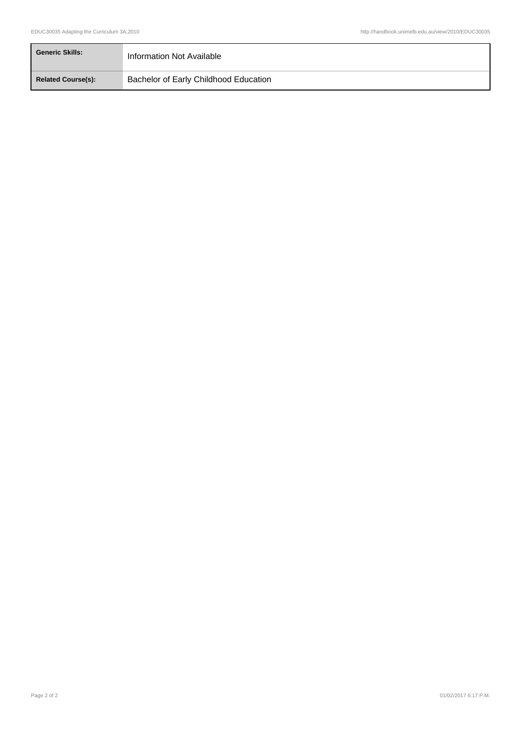| | |
|---|---|
| **Generic Skills:** | Information Not Available |
| **Related Course(s):** | Bachelor of Early Childhood Education |